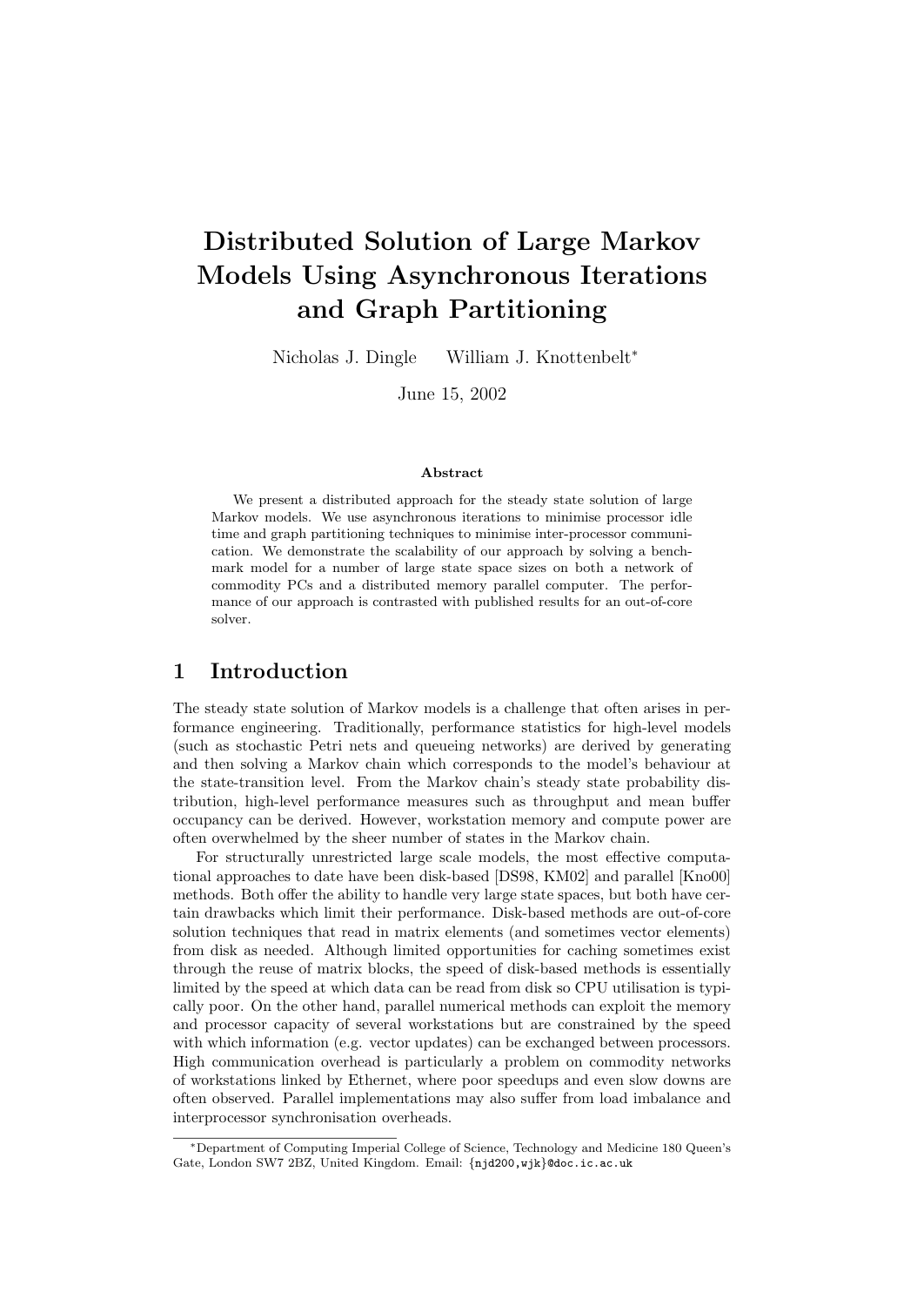# Distributed Solution of Large Markov Models Using Asynchronous Iterations and Graph Partitioning

Nicholas J. Dingle William J. Knottenbelt*

June 15, 2002

### Abstract

We present a distributed approach for the steady state solution of large Markov models. We use asynchronous iterations to minimise processor idle time and graph partitioning techniques to minimise inter-processor communication. We demonstrate the scalability of our approach by solving a benchmark model for a number of large state space sizes on both a network of commodity PCs and a distributed memory parallel computer. The performance of our approach is contrasted with published results for an out-of-core solver.

## 1 Introduction

The steady state solution of Markov models is a challenge that often arises in performance engineering. Traditionally, performance statistics for high-level models (such as stochastic Petri nets and queueing networks) are derived by generating and then solving a Markov chain which corresponds to the model's behaviour at the state-transition level. From the Markov chain's steady state probability distribution, high-level performance measures such as throughput and mean buffer occupancy can be derived. However, workstation memory and compute power are often overwhelmed by the sheer number of states in the Markov chain.

For structurally unrestricted large scale models, the most effective computational approaches to date have been disk-based [DS98, KM02] and parallel [Kno00] methods. Both offer the ability to handle very large state spaces, but both have certain drawbacks which limit their performance. Disk-based methods are out-of-core solution techniques that read in matrix elements (and sometimes vector elements) from disk as needed. Although limited opportunities for caching sometimes exist through the reuse of matrix blocks, the speed of disk-based methods is essentially limited by the speed at which data can be read from disk so CPU utilisation is typically poor. On the other hand, parallel numerical methods can exploit the memory and processor capacity of several workstations but are constrained by the speed with which information (e.g. vector updates) can be exchanged between processors. High communication overhead is particularly a problem on commodity networks of workstations linked by Ethernet, where poor speedups and even slow downs are often observed. Parallel implementations may also suffer from load imbalance and interprocessor synchronisation overheads.

*Department of Computing Imperial College of Science, Technology and Medicine 180 Queen's Gate, London SW7 2BZ, United Kingdom. Email: {njd200,wjk}@doc.ic.ac.uk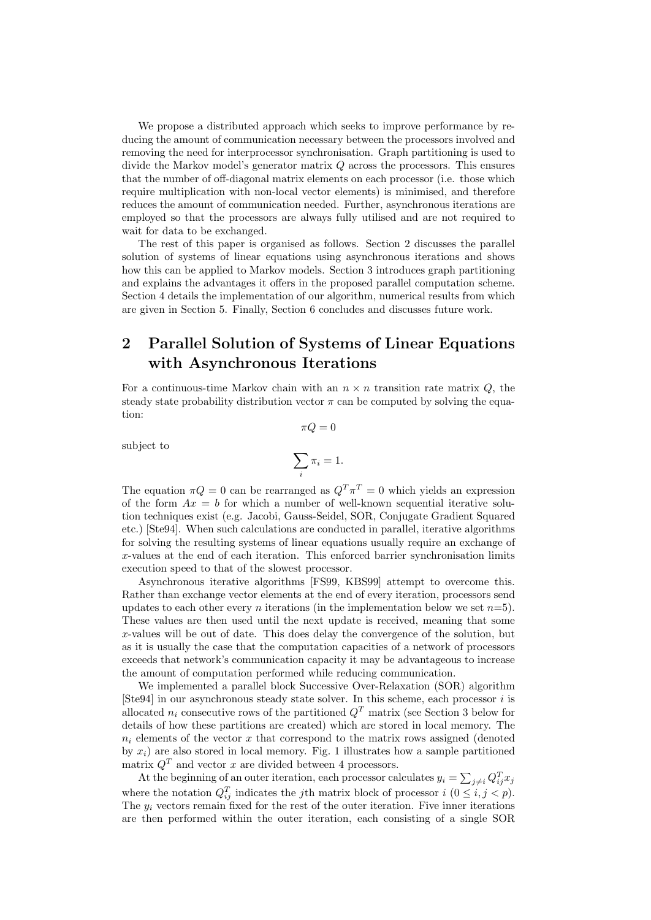We propose a distributed approach which seeks to improve performance by reducing the amount of communication necessary between the processors involved and removing the need for interprocessor synchronisation. Graph partitioning is used to divide the Markov model's generator matrix $Q$ across the processors. This ensures that the number of off-diagonal matrix elements on each processor (i.e. those which require multiplication with non-local vector elements) is minimised, and therefore reduces the amount of communication needed. Further, asynchronous iterations are employed so that the processors are always fully utilised and are not required to wait for data to be exchanged.

The rest of this paper is organised as follows. Section 2 discusses the parallel solution of systems of linear equations using asynchronous iterations and shows how this can be applied to Markov models. Section 3 introduces graph partitioning and explains the advantages it offers in the proposed parallel computation scheme. Section 4 details the implementation of our algorithm, numerical results from which are given in Section 5. Finally, Section 6 concludes and discusses future work.

## 2 Parallel Solution of Systems of Linear Equations with Asynchronous Iterations

For a continuous-time Markov chain with an $n \times n$ transition rate matrix $Q$, the steady state probability distribution vector $\pi$ can be computed by solving the equation:

$$\pi Q = 0$$

subject to

$$\sum_i \pi_i = 1.$$

The equation $\pi Q = 0$ can be rearranged as $Q^T \pi^T = 0$ which yields an expression of the form $Ax = b$ for which a number of well-known sequential iterative solution techniques exist (e.g. Jacobi, Gauss-Seidel, SOR, Conjugate Gradient Squared etc.) [Ste94]. When such calculations are conducted in parallel, iterative algorithms for solving the resulting systems of linear equations usually require an exchange of $x$-values at the end of each iteration. This enforced barrier synchronisation limits execution speed to that of the slowest processor.

Asynchronous iterative algorithms [FS99, KBS99] attempt to overcome this. Rather than exchange vector elements at the end of every iteration, processors send updates to each other every $n$ iterations (in the implementation below we set $n$=5). These values are then used until the next update is received, meaning that some $x$-values will be out of date. This does delay the convergence of the solution, but as it is usually the case that the computation capacities of a network of processors exceeds that network's communication capacity it may be advantageous to increase the amount of computation performed while reducing communication.

We implemented a parallel block Successive Over-Relaxation (SOR) algorithm [Ste94] in our asynchronous steady state solver. In this scheme, each processor $i$ is allocated $n_i$ consecutive rows of the partitioned $Q^T$ matrix (see Section 3 below for details of how these partitions are created) which are stored in local memory. The $n_i$ elements of the vector $x$ that correspond to the matrix rows assigned (denoted by $x_i$) are also stored in local memory. Fig. 1 illustrates how a sample partitioned matrix $Q^T$ and vector $x$ are divided between 4 processors.

At the beginning of an outer iteration, each processor calculates $y_i = \sum_{j \neq i} Q^T_{ij} x_j$ where the notation $Q^T_{ij}$ indicates the $j$th matrix block of processor $i$ $(0 \leq i, j < p)$. The $y_i$ vectors remain fixed for the rest of the outer iteration. Five inner iterations are then performed within the outer iteration, each consisting of a single SOR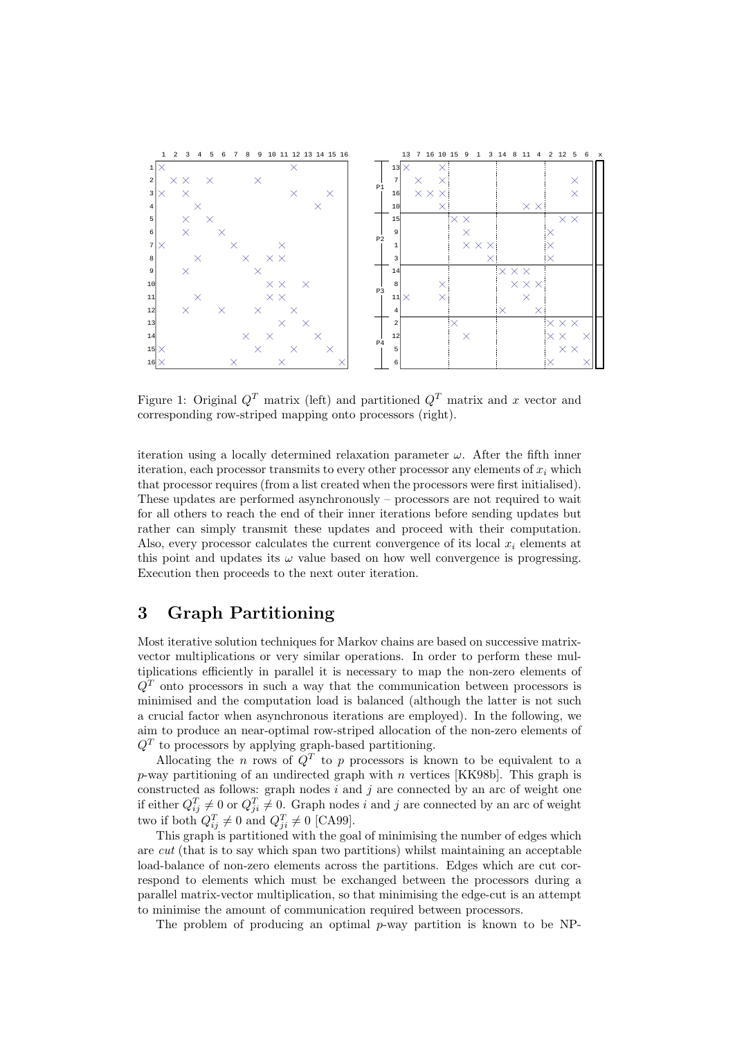Figure 1: Original $Q^T$ matrix (left) and partitioned $Q^T$ matrix and $x$ vector and corresponding row-striped mapping onto processors (right).

iteration using a locally determined relaxation parameter $\omega$. After the fifth inner iteration, each processor transmits to every other processor any elements of $x_i$ which that processor requires (from a list created when the processors were first initialised). These updates are performed asynchronously – processors are not required to wait for all others to reach the end of their inner iterations before sending updates but rather can simply transmit these updates and proceed with their computation. Also, every processor calculates the current convergence of its local $x_i$ elements at this point and updates its $\omega$ value based on how well convergence is progressing. Execution then proceeds to the next outer iteration.

# 3 Graph Partitioning

Most iterative solution techniques for Markov chains are based on successive matrix-vector multiplications or very similar operations. In order to perform these multiplications efficiently in parallel it is necessary to map the non-zero elements of $Q^T$ onto processors in such a way that the communication between processors is minimised and the computation load is balanced (although the latter is not such a crucial factor when asynchronous iterations are employed). In the following, we aim to produce an near-optimal row-striped allocation of the non-zero elements of $Q^T$ to processors by applying graph-based partitioning.

Allocating the $n$ rows of $Q^T$ to $p$ processors is known to be equivalent to a $p$-way partitioning of an undirected graph with $n$ vertices [KK98b]. This graph is constructed as follows: graph nodes $i$ and $j$ are connected by an arc of weight one if either $Q^T_{ij} \neq 0$ or $Q^T_{ji} \neq 0$. Graph nodes $i$ and $j$ are connected by an arc of weight two if both $Q^T_{ij} \neq 0$ and $Q^T_{ji} \neq 0$ [CA99].

This graph is partitioned with the goal of minimising the number of edges which are *cut* (that is to say which span two partitions) whilst maintaining an acceptable load-balance of non-zero elements across the partitions. Edges which are cut correspond to elements which must be exchanged between the processors during a parallel matrix-vector multiplication, so that minimising the edge-cut is an attempt to minimise the amount of communication required between processors.

The problem of producing an optimal $p$-way partition is known to be NP-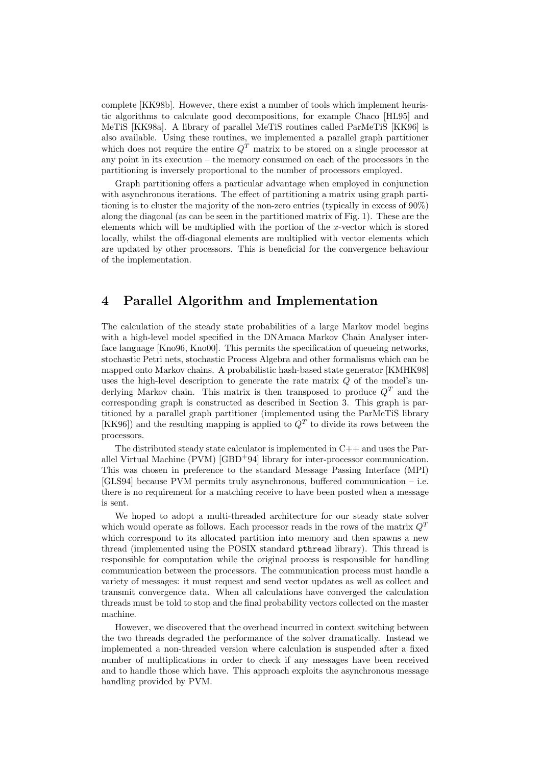complete [KK98b]. However, there exist a number of tools which implement heuristic algorithms to calculate good decompositions, for example Chaco [HL95] and MeTiS [KK98a]. A library of parallel MeTiS routines called ParMeTiS [KK96] is also available. Using these routines, we implemented a parallel graph partitioner which does not require the entire $Q^T$ matrix to be stored on a single processor at any point in its execution – the memory consumed on each of the processors in the partitioning is inversely proportional to the number of processors employed.

Graph partitioning offers a particular advantage when employed in conjunction with asynchronous iterations. The effect of partitioning a matrix using graph partitioning is to cluster the majority of the non-zero entries (typically in excess of 90%) along the diagonal (as can be seen in the partitioned matrix of Fig. 1). These are the elements which will be multiplied with the portion of the $x$-vector which is stored locally, whilst the off-diagonal elements are multiplied with vector elements which are updated by other processors. This is beneficial for the convergence behaviour of the implementation.

# 4 Parallel Algorithm and Implementation

The calculation of the steady state probabilities of a large Markov model begins with a high-level model specified in the DNAmaca Markov Chain Analyser interface language [Kno96, Kno00]. This permits the specification of queueing networks, stochastic Petri nets, stochastic Process Algebra and other formalisms which can be mapped onto Markov chains. A probabilistic hash-based state generator [KMHK98] uses the high-level description to generate the rate matrix $Q$ of the model's underlying Markov chain. This matrix is then transposed to produce $Q^T$ and the corresponding graph is constructed as described in Section 3. This graph is partitioned by a parallel graph partitioner (implemented using the ParMeTiS library [KK96]) and the resulting mapping is applied to $Q^T$ to divide its rows between the processors.

The distributed steady state calculator is implemented in C++ and uses the Parallel Virtual Machine (PVM) [GBD+94] library for inter-processor communication. This was chosen in preference to the standard Message Passing Interface (MPI) [GLS94] because PVM permits truly asynchronous, buffered communication – i.e. there is no requirement for a matching receive to have been posted when a message is sent.

We hoped to adopt a multi-threaded architecture for our steady state solver which would operate as follows. Each processor reads in the rows of the matrix $Q^T$ which correspond to its allocated partition into memory and then spawns a new thread (implemented using the POSIX standard `pthread` library). This thread is responsible for computation while the original process is responsible for handling communication between the processors. The communication process must handle a variety of messages: it must request and send vector updates as well as collect and transmit convergence data. When all calculations have converged the calculation threads must be told to stop and the final probability vectors collected on the master machine.

However, we discovered that the overhead incurred in context switching between the two threads degraded the performance of the solver dramatically. Instead we implemented a non-threaded version where calculation is suspended after a fixed number of multiplications in order to check if any messages have been received and to handle those which have. This approach exploits the asynchronous message handling provided by PVM.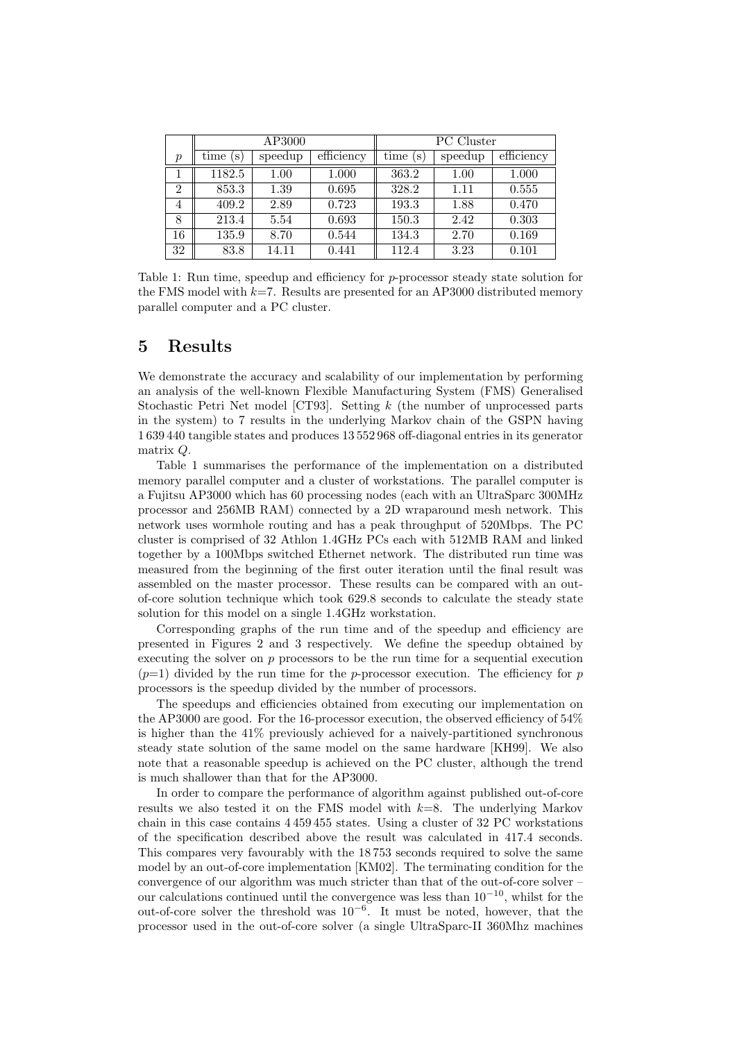| $p$ | AP3000 | | | PC Cluster | | |
|---|---|---|---|---|---|---|
| | time (s) | speedup | efficiency | time (s) | speedup | efficiency |
| 1 | 1182.5 | 1.00 | 1.000 | 363.2 | 1.00 | 1.000 |
| 2 | 853.3 | 1.39 | 0.695 | 328.2 | 1.11 | 0.555 |
| 4 | 409.2 | 2.89 | 0.723 | 193.3 | 1.88 | 0.470 |
| 8 | 213.4 | 5.54 | 0.693 | 150.3 | 2.42 | 0.303 |
| 16 | 135.9 | 8.70 | 0.544 | 134.3 | 2.70 | 0.169 |
| 32 | 83.8 | 14.11 | 0.441 | 112.4 | 3.23 | 0.101 |

Table 1: Run time, speedup and efficiency for $p$-processor steady state solution for the FMS model with $k$=7. Results are presented for an AP3000 distributed memory parallel computer and a PC cluster.

## 5 Results

We demonstrate the accuracy and scalability of our implementation by performing an analysis of the well-known Flexible Manufacturing System (FMS) Generalised Stochastic Petri Net model [CT93]. Setting $k$ (the number of unprocessed parts in the system) to 7 results in the underlying Markov chain of the GSPN having 1 639 440 tangible states and produces 13 552 968 off-diagonal entries in its generator matrix $Q$.

Table 1 summarises the performance of the implementation on a distributed memory parallel computer and a cluster of workstations. The parallel computer is a Fujitsu AP3000 which has 60 processing nodes (each with an UltraSparc 300MHz processor and 256MB RAM) connected by a 2D wraparound mesh network. This network uses wormhole routing and has a peak throughput of 520Mbps. The PC cluster is comprised of 32 Athlon 1.4GHz PCs each with 512MB RAM and linked together by a 100Mbps switched Ethernet network. The distributed run time was measured from the beginning of the first outer iteration until the final result was assembled on the master processor. These results can be compared with an out-of-core solution technique which took 629.8 seconds to calculate the steady state solution for this model on a single 1.4GHz workstation.

Corresponding graphs of the run time and of the speedup and efficiency are presented in Figures 2 and 3 respectively. We define the speedup obtained by executing the solver on $p$ processors to be the run time for a sequential execution ($p$=1) divided by the run time for the $p$-processor execution. The efficiency for $p$ processors is the speedup divided by the number of processors.

The speedups and efficiencies obtained from executing our implementation on the AP3000 are good. For the 16-processor execution, the observed efficiency of 54% is higher than the 41% previously achieved for a naively-partitioned synchronous steady state solution of the same model on the same hardware [KH99]. We also note that a reasonable speedup is achieved on the PC cluster, although the trend is much shallower than that for the AP3000.

In order to compare the performance of algorithm against published out-of-core results we also tested it on the FMS model with $k$=8. The underlying Markov chain in this case contains 4 459 455 states. Using a cluster of 32 PC workstations of the specification described above the result was calculated in 417.4 seconds. This compares very favourably with the 18 753 seconds required to solve the same model by an out-of-core implementation [KM02]. The terminating condition for the convergence of our algorithm was much stricter than that of the out-of-core solver – our calculations continued until the convergence was less than $10^{-10}$, whilst for the out-of-core solver the threshold was $10^{-6}$. It must be noted, however, that the processor used in the out-of-core solver (a single UltraSparc-II 360Mhz machines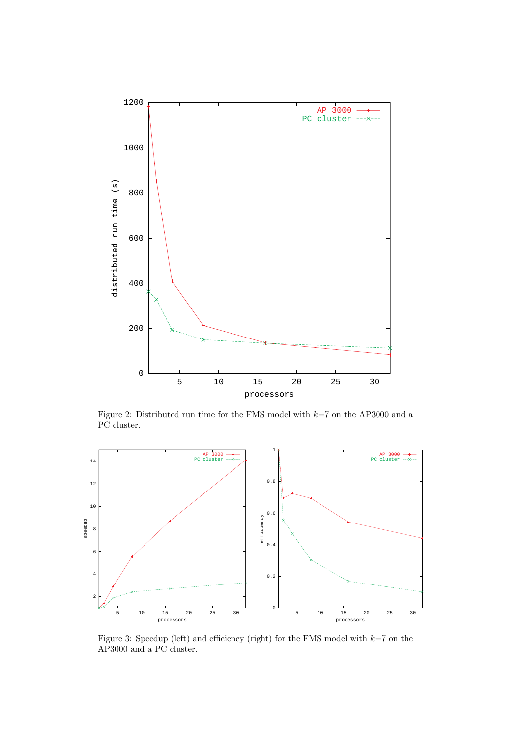Figure 2: Distributed run time for the FMS model with $k$=7 on the AP3000 and a PC cluster.

Figure 3: Speedup (left) and efficiency (right) for the FMS model with $k$=7 on the AP3000 and a PC cluster.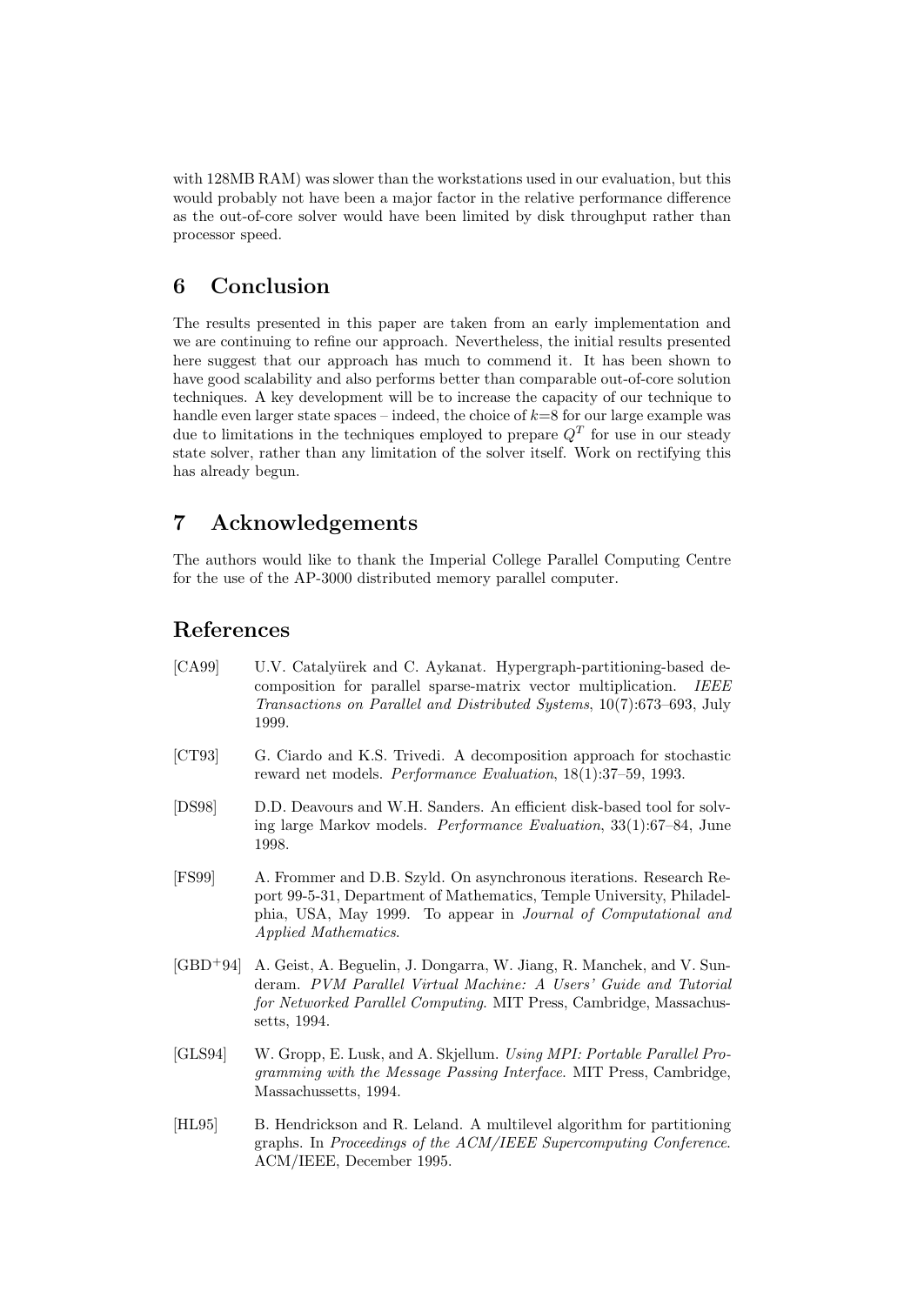with 128MB RAM) was slower than the workstations used in our evaluation, but this would probably not have been a major factor in the relative performance difference as the out-of-core solver would have been limited by disk throughput rather than processor speed.

## 6 Conclusion

The results presented in this paper are taken from an early implementation and we are continuing to refine our approach. Nevertheless, the initial results presented here suggest that our approach has much to commend it. It has been shown to have good scalability and also performs better than comparable out-of-core solution techniques. A key development will be to increase the capacity of our technique to handle even larger state spaces – indeed, the choice of $k$=8 for our large example was due to limitations in the techniques employed to prepare $Q^T$ for use in our steady state solver, rather than any limitation of the solver itself. Work on rectifying this has already begun.

## 7 Acknowledgements

The authors would like to thank the Imperial College Parallel Computing Centre for the use of the AP-3000 distributed memory parallel computer.

## References

[CA99] U.V. Catalyürek and C. Aykanat. Hypergraph-partitioning-based decomposition for parallel sparse-matrix vector multiplication. *IEEE Transactions on Parallel and Distributed Systems*, 10(7):673–693, July 1999.

[CT93] G. Ciardo and K.S. Trivedi. A decomposition approach for stochastic reward net models. *Performance Evaluation*, 18(1):37–59, 1993.

[DS98] D.D. Deavours and W.H. Sanders. An efficient disk-based tool for solving large Markov models. *Performance Evaluation*, 33(1):67–84, June 1998.

[FS99] A. Frommer and D.B. Szyld. On asynchronous iterations. Research Report 99-5-31, Department of Mathematics, Temple University, Philadelphia, USA, May 1999. To appear in *Journal of Computational and Applied Mathematics*.

[GBD+94] A. Geist, A. Beguelin, J. Dongarra, W. Jiang, R. Manchek, and V. Sunderam. *PVM Parallel Virtual Machine: A Users' Guide and Tutorial for Networked Parallel Computing*. MIT Press, Cambridge, Massachussetts, 1994.

[GLS94] W. Gropp, E. Lusk, and A. Skjellum. *Using MPI: Portable Parallel Programming with the Message Passing Interface*. MIT Press, Cambridge, Massachussetts, 1994.

[HL95] B. Hendrickson and R. Leland. A multilevel algorithm for partitioning graphs. In *Proceedings of the ACM/IEEE Supercomputing Conference*. ACM/IEEE, December 1995.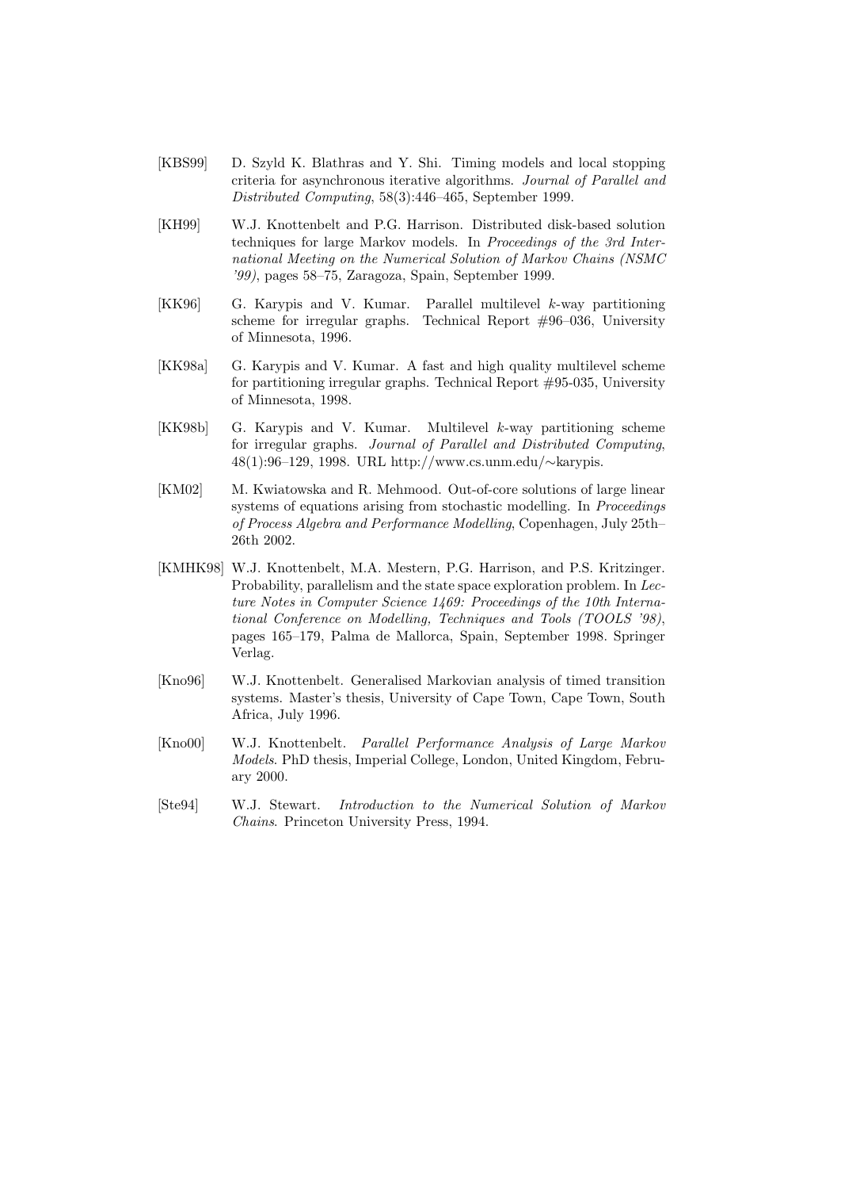[KBS99] D. Szyld K. Blathras and Y. Shi. Timing models and local stopping criteria for asynchronous iterative algorithms. *Journal of Parallel and Distributed Computing*, 58(3):446–465, September 1999.

[KH99] W.J. Knottenbelt and P.G. Harrison. Distributed disk-based solution techniques for large Markov models. In *Proceedings of the 3rd International Meeting on the Numerical Solution of Markov Chains (NSMC '99)*, pages 58–75, Zaragoza, Spain, September 1999.

[KK96] G. Karypis and V. Kumar. Parallel multilevel $k$-way partitioning scheme for irregular graphs. Technical Report #96–036, University of Minnesota, 1996.

[KK98a] G. Karypis and V. Kumar. A fast and high quality multilevel scheme for partitioning irregular graphs. Technical Report #95-035, University of Minnesota, 1998.

[KK98b] G. Karypis and V. Kumar. Multilevel $k$-way partitioning scheme for irregular graphs. *Journal of Parallel and Distributed Computing*, 48(1):96–129, 1998. URL http://www.cs.unm.edu/∼karypis.

[KM02] M. Kwiatowska and R. Mehmood. Out-of-core solutions of large linear systems of equations arising from stochastic modelling. In *Proceedings of Process Algebra and Performance Modelling*, Copenhagen, July 25th–26th 2002.

[KMHK98] W.J. Knottenbelt, M.A. Mestern, P.G. Harrison, and P.S. Kritzinger. Probability, parallelism and the state space exploration problem. In *Lecture Notes in Computer Science 1469: Proceedings of the 10th International Conference on Modelling, Techniques and Tools (TOOLS '98)*, pages 165–179, Palma de Mallorca, Spain, September 1998. Springer Verlag.

[Kno96] W.J. Knottenbelt. Generalised Markovian analysis of timed transition systems. Master's thesis, University of Cape Town, Cape Town, South Africa, July 1996.

[Kno00] W.J. Knottenbelt. *Parallel Performance Analysis of Large Markov Models*. PhD thesis, Imperial College, London, United Kingdom, February 2000.

[Ste94] W.J. Stewart. *Introduction to the Numerical Solution of Markov Chains*. Princeton University Press, 1994.